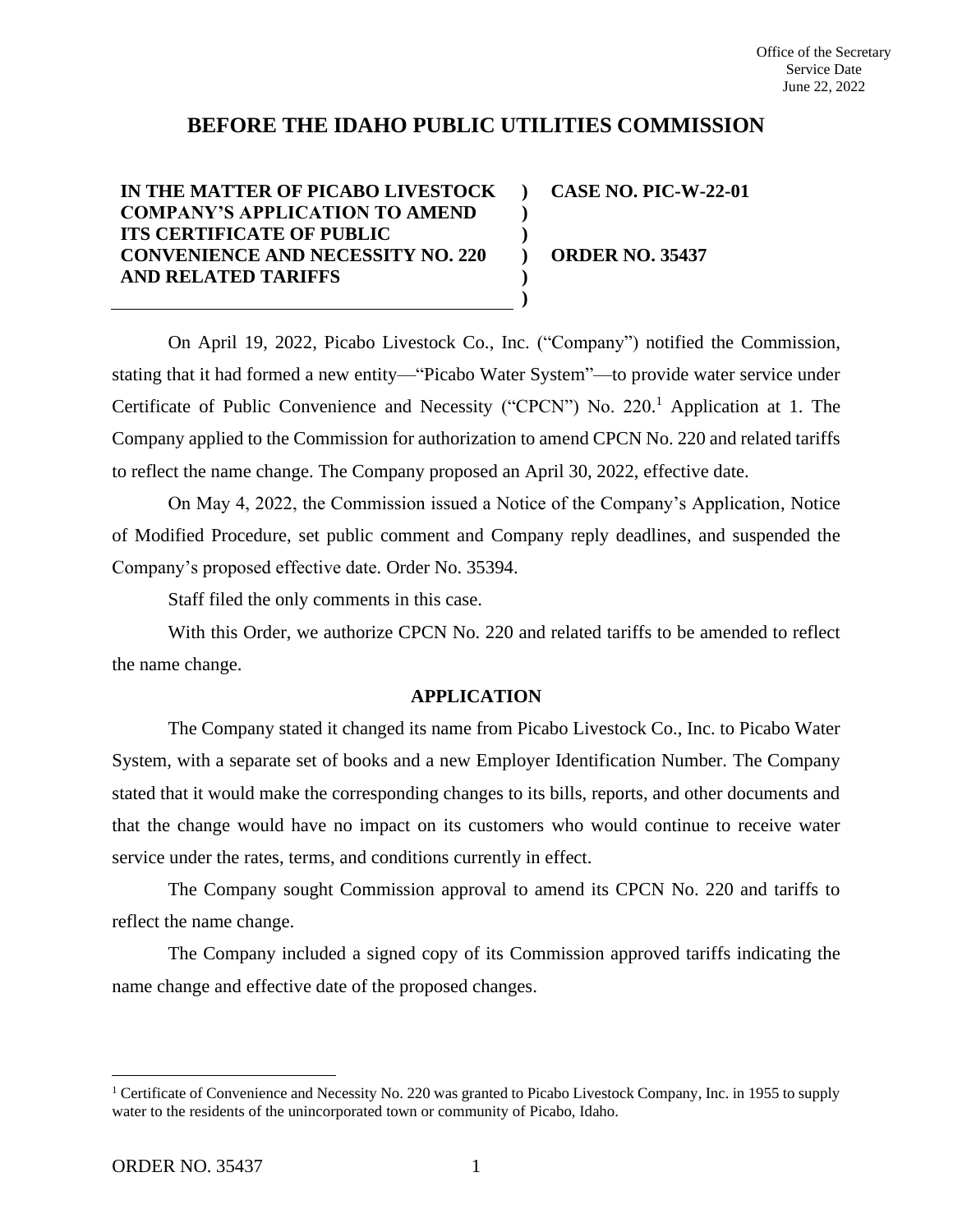Office of the Secretary
Service Date
June 22, 2022

# BEFORE THE IDAHO PUBLIC UTILITIES COMMISSION

| | | |
|---|---|---|
| **IN THE MATTER OF PICABO LIVESTOCK COMPANY'S APPLICATION TO AMEND ITS CERTIFICATE OF PUBLIC CONVENIENCE AND NECESSITY NO. 220 AND RELATED TARIFFS** | ) ) ) ) ) ) | **CASE NO. PIC-W-22-01** <br><br> **ORDER NO. 35437** |

On April 19, 2022, Picabo Livestock Co., Inc. ("Company") notified the Commission, stating that it had formed a new entity—"Picabo Water System"—to provide water service under Certificate of Public Convenience and Necessity ("CPCN") No. 220.[1] Application at 1. The Company applied to the Commission for authorization to amend CPCN No. 220 and related tariffs to reflect the name change. The Company proposed an April 30, 2022, effective date.

On May 4, 2022, the Commission issued a Notice of the Company's Application, Notice of Modified Procedure, set public comment and Company reply deadlines, and suspended the Company's proposed effective date. Order No. 35394.

Staff filed the only comments in this case.

With this Order, we authorize CPCN No. 220 and related tariffs to be amended to reflect the name change.

## APPLICATION

The Company stated it changed its name from Picabo Livestock Co., Inc. to Picabo Water System, with a separate set of books and a new Employer Identification Number. The Company stated that it would make the corresponding changes to its bills, reports, and other documents and that the change would have no impact on its customers who would continue to receive water service under the rates, terms, and conditions currently in effect.

The Company sought Commission approval to amend its CPCN No. 220 and tariffs to reflect the name change.

The Company included a signed copy of its Commission approved tariffs indicating the name change and effective date of the proposed changes.

[1] Certificate of Convenience and Necessity No. 220 was granted to Picabo Livestock Company, Inc. in 1955 to supply water to the residents of the unincorporated town or community of Picabo, Idaho.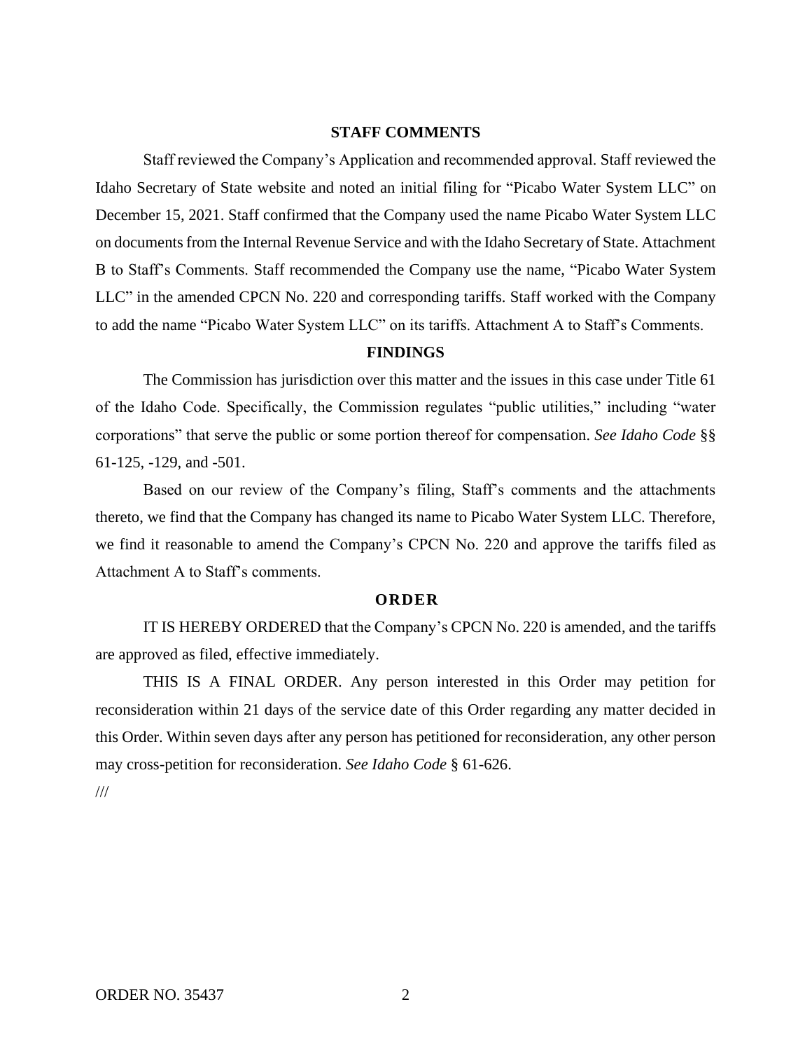## STAFF COMMENTS

Staff reviewed the Company's Application and recommended approval. Staff reviewed the Idaho Secretary of State website and noted an initial filing for "Picabo Water System LLC" on December 15, 2021. Staff confirmed that the Company used the name Picabo Water System LLC on documents from the Internal Revenue Service and with the Idaho Secretary of State. Attachment B to Staff's Comments. Staff recommended the Company use the name, "Picabo Water System LLC" in the amended CPCN No. 220 and corresponding tariffs. Staff worked with the Company to add the name "Picabo Water System LLC" on its tariffs. Attachment A to Staff's Comments.

## FINDINGS

The Commission has jurisdiction over this matter and the issues in this case under Title 61 of the Idaho Code. Specifically, the Commission regulates "public utilities," including "water corporations" that serve the public or some portion thereof for compensation. *See Idaho Code* §§ 61-125, -129, and -501.

Based on our review of the Company's filing, Staff's comments and the attachments thereto, we find that the Company has changed its name to Picabo Water System LLC. Therefore, we find it reasonable to amend the Company's CPCN No. 220 and approve the tariffs filed as Attachment A to Staff's comments.

## ORDER

IT IS HEREBY ORDERED that the Company's CPCN No. 220 is amended, and the tariffs are approved as filed, effective immediately.

THIS IS A FINAL ORDER. Any person interested in this Order may petition for reconsideration within 21 days of the service date of this Order regarding any matter decided in this Order. Within seven days after any person has petitioned for reconsideration, any other person may cross-petition for reconsideration. *See Idaho Code* § 61-626.

///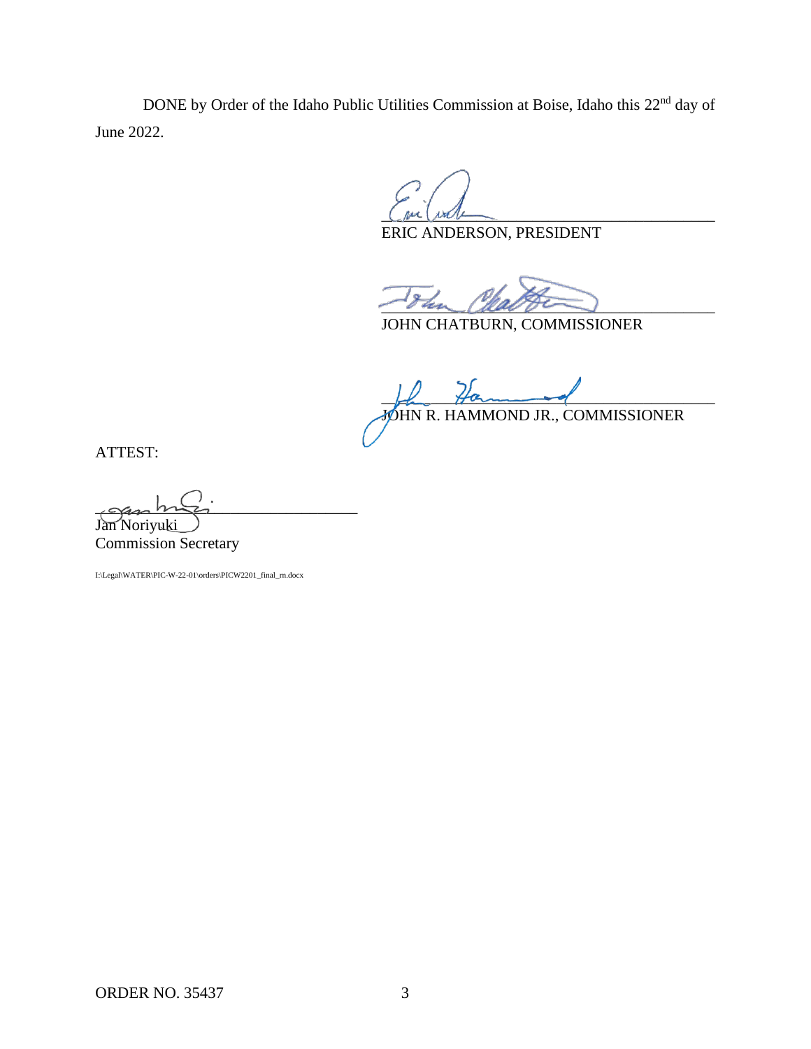DONE by Order of the Idaho Public Utilities Commission at Boise, Idaho this 22nd day of June 2022.

ERIC ANDERSON, PRESIDENT

JOHN CHATBURN, COMMISSIONER

JOHN R. HAMMOND JR., COMMISSIONER

ATTEST:

Jan Noriyuki
Commission Secretary

I:\Legal\WATER\PIC-W-22-01\orders\PICW2201_final_rn.docx

ORDER NO. 35437